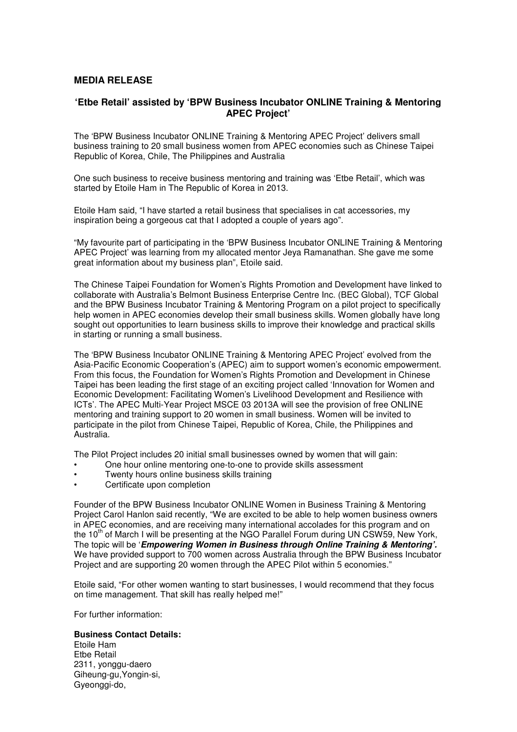## MEDIA RELEASE

### ‘Etbe Retail’ assisted by ‘BPW Business Incubator ONLINE Training & Mentoring APEC Project’

The ‘BPW Business Incubator ONLINE Training & Mentoring APEC Project’ delivers small business training to 20 small business women from APEC economies such as Chinese Taipei Republic of Korea, Chile, The Philippines and Australia

One such business to receive business mentoring and training was ‘Etbe Retail’, which was started by Etoile Ham in The Republic of Korea in 2013.

Etoile Ham said, “I have started a retail business that specialises in cat accessories, my inspiration being a gorgeous cat that I adopted a couple of years ago”.

“My favourite part of participating in the ‘BPW Business Incubator ONLINE Training & Mentoring APEC Project’ was learning from my allocated mentor Jeya Ramanathan. She gave me some great information about my business plan”, Etoile said.

The Chinese Taipei Foundation for Women’s Rights Promotion and Development have linked to collaborate with Australia’s Belmont Business Enterprise Centre Inc. (BEC Global), TCF Global and the BPW Business Incubator Training & Mentoring Program on a pilot project to specifically help women in APEC economies develop their small business skills. Women globally have long sought out opportunities to learn business skills to improve their knowledge and practical skills in starting or running a small business.

The ‘BPW Business Incubator ONLINE Training & Mentoring APEC Project’ evolved from the Asia-Pacific Economic Cooperation’s (APEC) aim to support women’s economic empowerment. From this focus, the Foundation for Women’s Rights Promotion and Development in Chinese Taipei has been leading the first stage of an exciting project called ‘Innovation for Women and Economic Development: Facilitating Women’s Livelihood Development and Resilience with ICTs’. The APEC Multi-Year Project MSCE 03 2013A will see the provision of free ONLINE mentoring and training support to 20 women in small business. Women will be invited to participate in the pilot from Chinese Taipei, Republic of Korea, Chile, the Philippines and Australia.

The Pilot Project includes 20 initial small businesses owned by women that will gain:

- One hour online mentoring one-to-one to provide skills assessment
- Twenty hours online business skills training
- Certificate upon completion

Founder of the BPW Business Incubator ONLINE Women in Business Training & Mentoring Project Carol Hanlon said recently, “We are excited to be able to help women business owners in APEC economies, and are receiving many international accolades for this program and on the 10th of March I will be presenting at the NGO Parallel Forum during UN CSW59, New York, The topic will be ‘***Empowering Women in Business through Online Training & Mentoring’.*** We have provided support to 700 women across Australia through the BPW Business Incubator Project and are supporting 20 women through the APEC Pilot within 5 economies.”

Etoile said, “For other women wanting to start businesses, I would recommend that they focus on time management. That skill has really helped me!”

For further information:

**Business Contact Details:**
Etoile Ham
Etbe Retail
2311, yonggu-daero
Giheung-gu,Yongin-si,
Gyeonggi-do,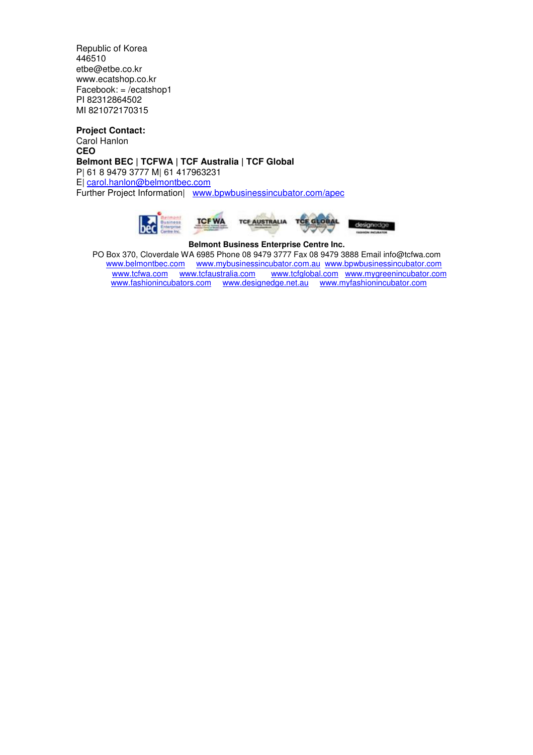Republic of Korea
446510
etbe@etbe.co.kr
www.ecatshop.co.kr
Facebook: = /ecatshop1
PI 82312864502
MI 821072170315

**Project Contact:**
Carol Hanlon
**CEO**
**Belmont BEC | TCFWA | TCF Australia | TCF Global**
P| 61 8 9479 3777 M| 61 417963231
E| carol.hanlon@belmontbec.com
Further Project Information| www.bpwbusinessincubator.com/apec

**Belmont Business Enterprise Centre Inc.**
PO Box 370, Cloverdale WA 6985 Phone 08 9479 3777 Fax 08 9479 3888 Email info@tcfwa.com
www.belmontbec.com www.mybusinessincubator.com.au www.bpwbusinessincubator.com
www.tcfwa.com www.tcfaustralia.com www.tcfglobal.com www.mygreenincubator.com
www.fashionincubators.com www.designedge.net.au www.myfashionincubator.com